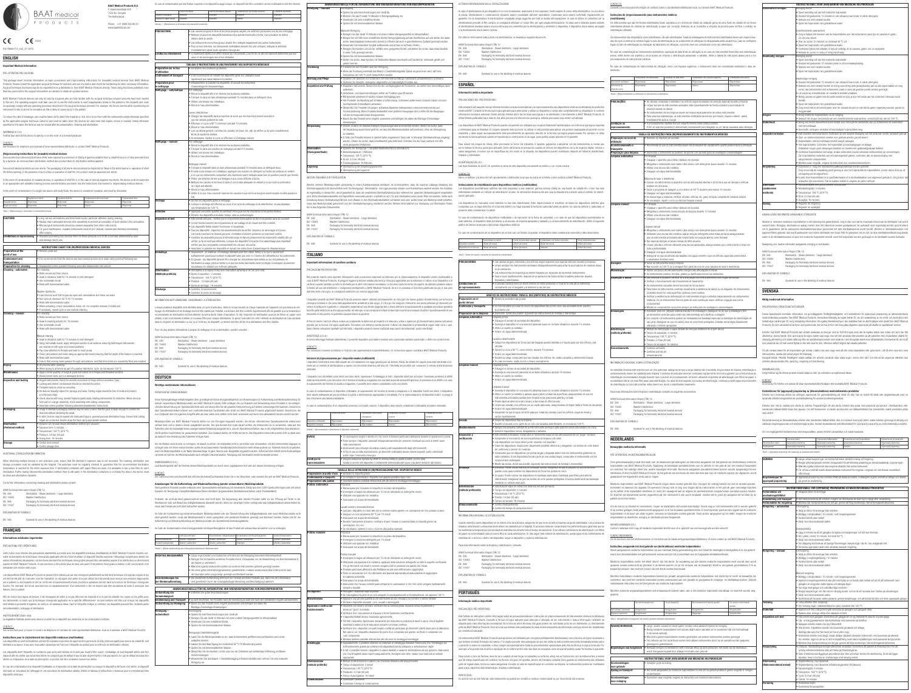**BAAT Medical Products B.V.**
F. Hazemeijerstraat 800
7555 RJ Hengelo
The Netherlands

Phone: +31 (0)88 565 88 00
www.baatmedical.com

# ENGLISH

## Important Medical Information

### PRE-OPERATIVE PRECAUTIONS

### WARNING (U.S.A.)

### CONTACT

### (Re)processing instructions for (reusable) medical devices

### CAUTIONS

### Limitations on reprocessing

### INSTRUCTIONS CHART FOR (RE)PROCESSING MEDICAL DEVICES

| Step | Instructions |
|---|---|
| Preparation at the point of use | |
| Containment and transportation | |
| Preparation for cleaning | |
| Cleaning – automated | |
| Cleaning – manual | |
| Drying | |
| Maintenance | |
| Inspection and testing | |
| Packaging | |
| Sterilization (Preferred method) | Exposure time: 3 minutes<br>Temperature: 134 °C (273 °F)<br>Pressure: 3.0 bar (45 psi) |
| Storage | |

### ADDITIONAL STERILIZATION INFORMATION

| Standard | Title |
|---|---|
| EN 285 | Sterilization - Steam sterilizers - Large sterilizers |
| EN 15883 | Washer Disinfectors |
| EN 868 | Packaging for terminally sterilized medical devices |
| ISO 11607 | Packaging for terminally sterilized medical devices |

### EXPLANATION OF SYMBOLS

| Standard | Title |
|---|---|
| EN 980 | Symbols for use in the labelling of medical devices |

# FRANÇAIS

## Informations médicales importantes

# DEUTSCH

## Wichtige medizinische Informationen

# ITALIANO

## Importanti informazioni sul carattere sanitario

# ESPAÑOL

## Información médica importante

# PORTUGUÊS

## Informação médica importante

# NEDERLANDS

## Belangrijke medische informatie

# SVENSKA

## Viktig medicinsk information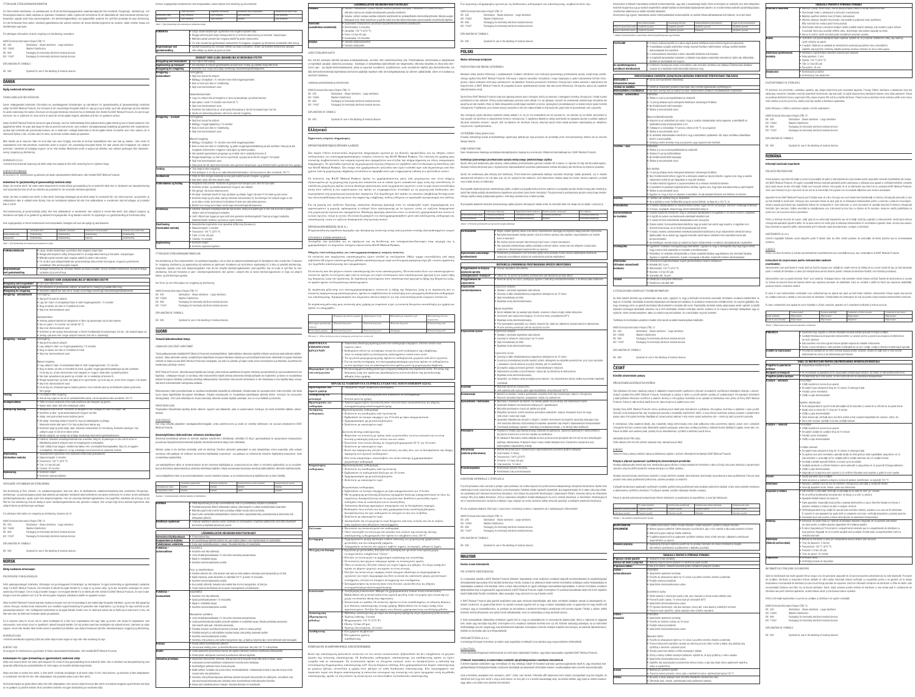FYTTIÄISÄLIEN STERILOINNINSUOSITUKSET

ANSI/AAMI Technical Information Report (TIR) 12
EN 285 Sterilisation - Steam sterilizers - Large sterilizers
ISO 15883 Washer-Disinfectors
EN 868 Packaging for terminally sterilized medical devices
ISO 11607 Packaging for terminally sterilized medical devices

EXPLANATION OF SYMBOLS

EN 980 Symbols for use in the labeling of medical devices

## DANSK

### Vigtig medicinsk information

ANSI/AAMI Technical Information Report (TIR) 12
EN 285 Sterilisation - Steam sterilizers - Large sterilizers
ISO 15883 Washer-Disinfectors
EN 868 Packaging for terminally sterilized medical devices
ISO 11607 Packaging for terminally sterilized medical devices

EXPLANATION OF SYMBOLS

EN 980 Symbols for use in the labeling of medical devices

## NORSK

### Viktig medisinsk informasjon

ANSI/AAMI Technical Information Report (TIR) 12
EN 285 Sterilisation - Steam sterilizers - Large sterilizers
ISO 15883 Washer-Disinfectors
EN 868 Packaging for terminally sterilized medical devices
ISO 11607 Packaging for terminally sterilized medical devices

EXPLANATION OF SYMBOLS

EN 980 Symbols for use in the labeling of medical devices

## SUOMI

### Tärkeää lääketieteellistä tietoa

ANSI/AAMI Technical Information Report (TIR) 12
EN 285 Sterilisation - Steam sterilizers - Large sterilizers
ISO 15883 Washer-Disinfectors
EN 868 Packaging for terminally sterilized medical devices
ISO 11607 Packaging for terminally sterilized medical devices

EXPLANATION OF SYMBOLS

EN 980 Symbols for use in the labeling of medical devices

## ΕΛΛΗΝΙΚΆ

### Σημαντικές ιατρικές πληροφορίες

ANSI/AAMI Technical Information Report (TIR) 12
EN 285 Sterilisation - Steam sterilizers - Large sterilizers
ISO 15883 Washer-Disinfectors
EN 868 Packaging for terminally sterilized medical devices
ISO 11607 Packaging for terminally sterilized medical devices

EXPLANATION OF SYMBOLS

EN 980 Symbols for use in the labeling of medical devices

## POLSKI

### Ważne informacje medyczne

ANSI/AAMI Technical Information Report (TIR) 12
EN 285 Sterilisation - Steam sterilizers - Large sterilizers
ISO 15883 Washer-Disinfectors
EN 868 Packaging for terminally sterilized medical devices
ISO 11607 Packaging for terminally sterilized medical devices

EXPLANATION OF SYMBOLS

EN 980 Symbols for use in the labeling of medical devices

## MAGYAR

### Fontos orvosi információ

ANSI/AAMI Technical Information Report (TIR) 12
EN 285 Sterilisation - Steam sterilizers - Large sterilizers
ISO 15883 Washer-Disinfectors
EN 868 Packaging for terminally sterilized medical devices
ISO 11607 Packaging for terminally sterilized medical devices

EXPLANATION OF SYMBOLS

EN 980 Symbols for use in the labeling of medical devices

## ČESKY

### Důležité zdravotní pokyny

ANSI/AAMI Technical Information Report (TIR) 12
EN 285 Sterilisation - Steam sterilizers - Large sterilizers
ISO 15883 Washer-Disinfectors
EN 868 Packaging for terminally sterilized medical devices
ISO 11607 Packaging for terminally sterilized medical devices

EXPLANATION OF SYMBOLS

EN 980 Symbols for use in the labeling of medical devices

## ROMÂNA

### Informații medicale importante

ANSI/AAMI Technical Information Report (TIR) 12
EN 285 Sterilisation - Steam sterilizers - Large sterilizers
ISO 15883 Washer-Disinfectors
EN 868 Packaging for terminally sterilized medical devices
ISO 11607 Packaging for terminally sterilized medical devices

EXPLANATION OF SYMBOLS

EN 980 Symbols for use in the labeling of medical devices